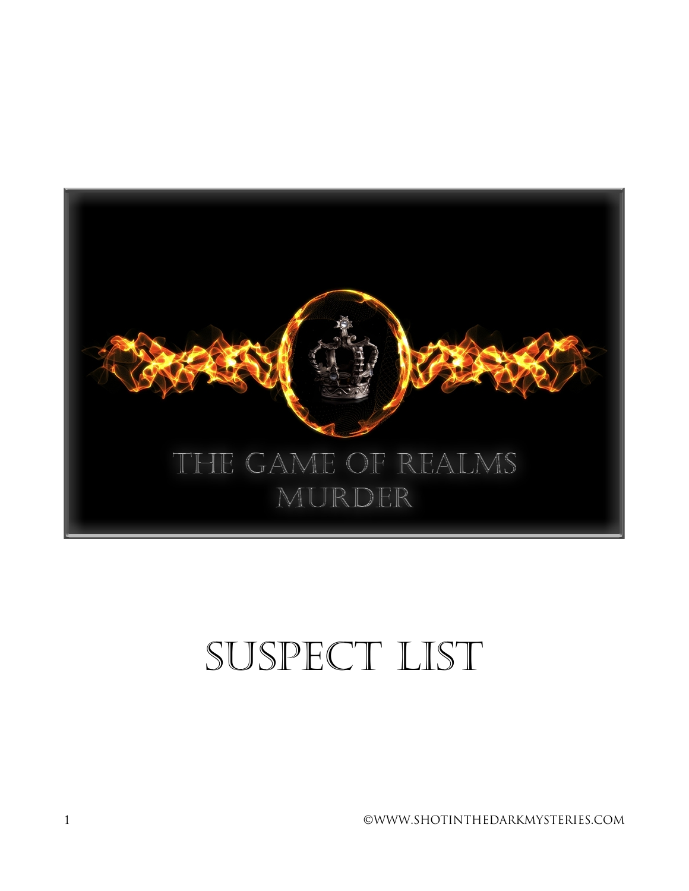# The Game of Realms Murder

# Suspect List

©www.shotinthedarkmysteries.com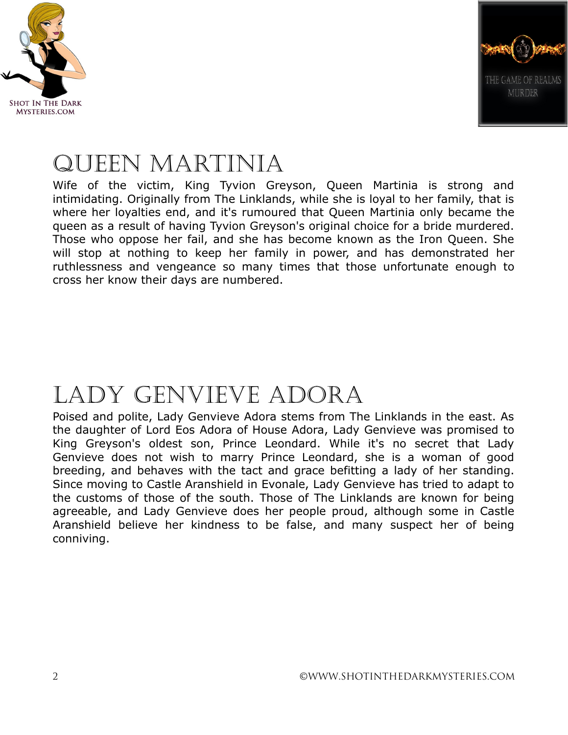# Queen Martinia

Wife of the victim, King Tyvion Greyson, Queen Martinia is strong and intimidating. Originally from The Linklands, while she is loyal to her family, that is where her loyalties end, and it's rumoured that Queen Martinia only became the queen as a result of having Tyvion Greyson's original choice for a bride murdered. Those who oppose her fail, and she has become known as the Iron Queen. She will stop at nothing to keep her family in power, and has demonstrated her ruthlessness and vengeance so many times that those unfortunate enough to cross her know their days are numbered.

# Lady Genvieve Adora

Poised and polite, Lady Genvieve Adora stems from The Linklands in the east. As the daughter of Lord Eos Adora of House Adora, Lady Genvieve was promised to King Greyson's oldest son, Prince Leondard. While it's no secret that Lady Genvieve does not wish to marry Prince Leondard, she is a woman of good breeding, and behaves with the tact and grace befitting a lady of her standing. Since moving to Castle Aranshield in Evonale, Lady Genvieve has tried to adapt to the customs of those of the south. Those of The Linklands are known for being agreeable, and Lady Genvieve does her people proud, although some in Castle Aranshield believe her kindness to be false, and many suspect her of being conniving.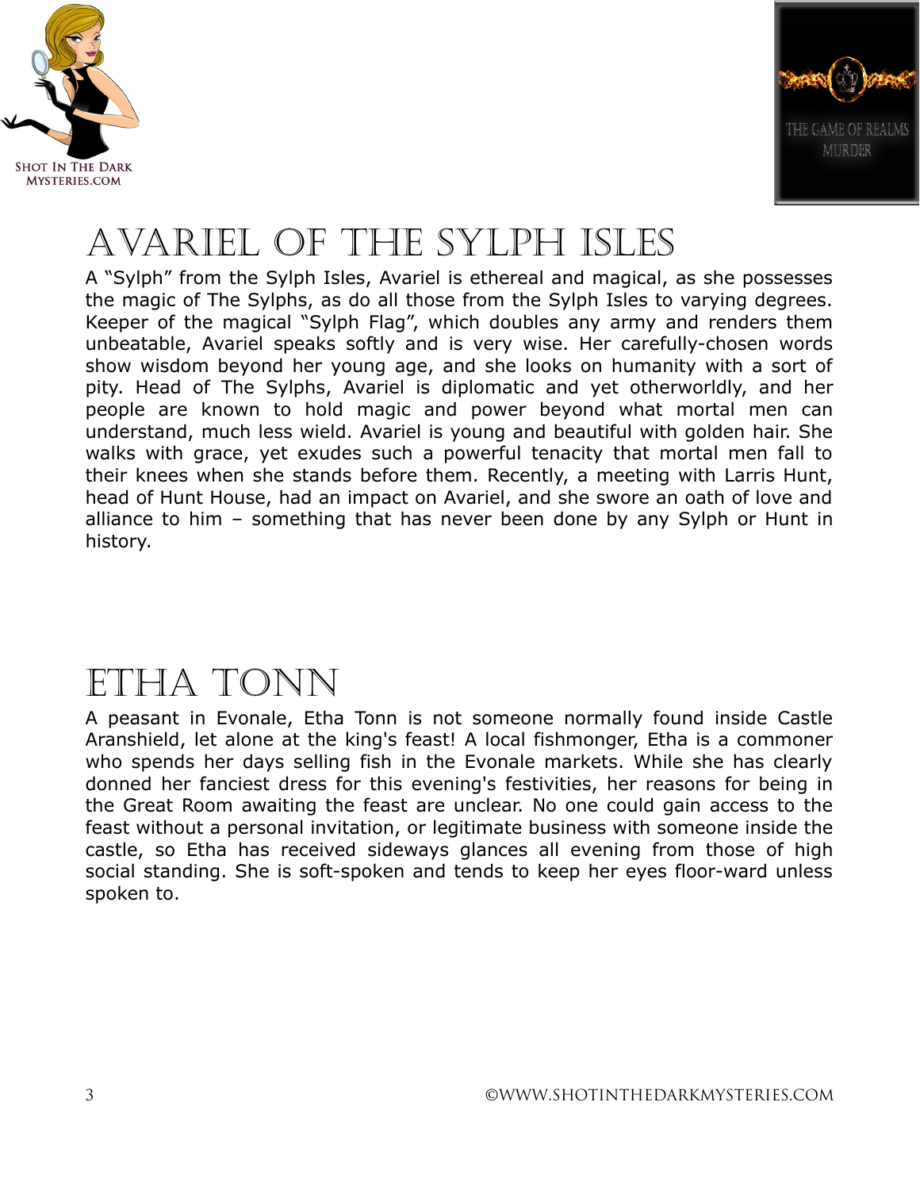# Avariel of the Sylph Isles

A "Sylph" from the Sylph Isles, Avariel is ethereal and magical, as she possesses the magic of The Sylphs, as do all those from the Sylph Isles to varying degrees. Keeper of the magical "Sylph Flag", which doubles any army and renders them unbeatable, Avariel speaks softly and is very wise. Her carefully-chosen words show wisdom beyond her young age, and she looks on humanity with a sort of pity. Head of The Sylphs, Avariel is diplomatic and yet otherworldly, and her people are known to hold magic and power beyond what mortal men can understand, much less wield. Avariel is young and beautiful with golden hair. She walks with grace, yet exudes such a powerful tenacity that mortal men fall to their knees when she stands before them. Recently, a meeting with Larris Hunt, head of Hunt House, had an impact on Avariel, and she swore an oath of love and alliance to him – something that has never been done by any Sylph or Hunt in history.

# Etha Tonn

A peasant in Evonale, Etha Tonn is not someone normally found inside Castle Aranshield, let alone at the king's feast! A local fishmonger, Etha is a commoner who spends her days selling fish in the Evonale markets. While she has clearly donned her fanciest dress for this evening's festivities, her reasons for being in the Great Room awaiting the feast are unclear. No one could gain access to the feast without a personal invitation, or legitimate business with someone inside the castle, so Etha has received sideways glances all evening from those of high social standing. She is soft-spoken and tends to keep her eyes floor-ward unless spoken to.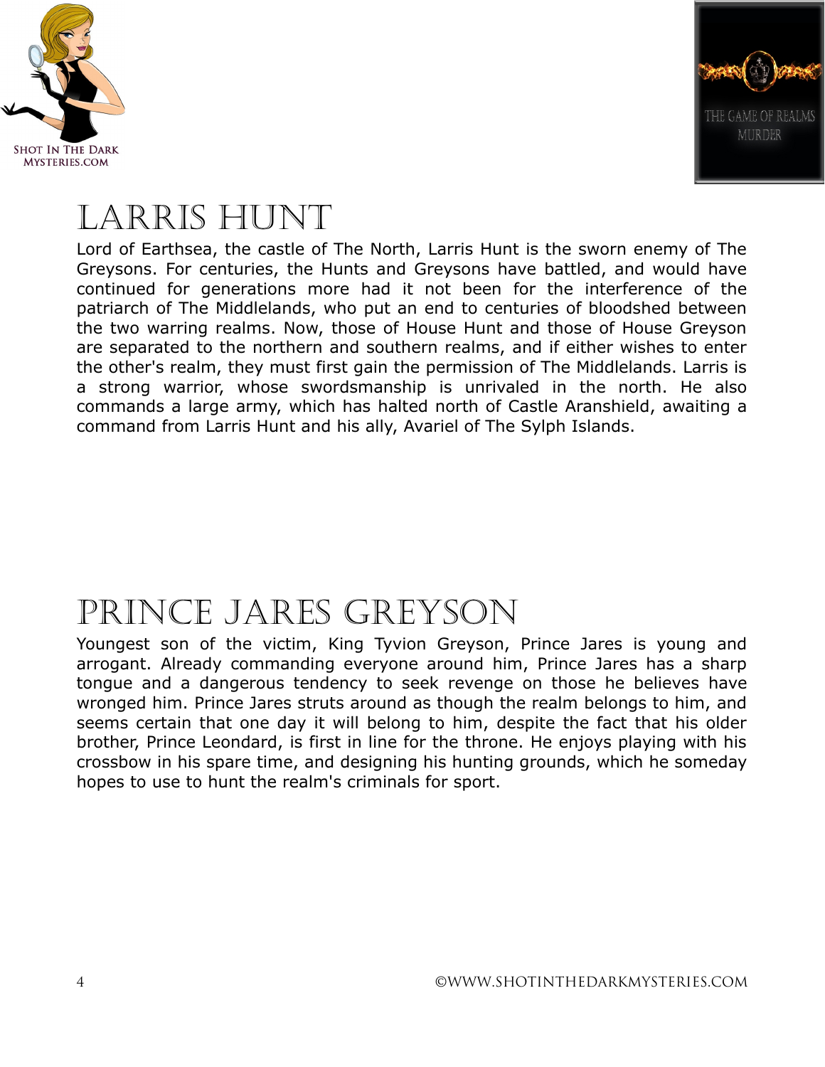# Larris Hunt

Lord of Earthsea, the castle of The North, Larris Hunt is the sworn enemy of The Greysons. For centuries, the Hunts and Greysons have battled, and would have continued for generations more had it not been for the interference of the patriarch of The Middlelands, who put an end to centuries of bloodshed between the two warring realms. Now, those of House Hunt and those of House Greyson are separated to the northern and southern realms, and if either wishes to enter the other's realm, they must first gain the permission of The Middlelands. Larris is a strong warrior, whose swordsmanship is unrivaled in the north. He also commands a large army, which has halted north of Castle Aranshield, awaiting a command from Larris Hunt and his ally, Avariel of The Sylph Islands.

# Prince Jares Greyson

Youngest son of the victim, King Tyvion Greyson, Prince Jares is young and arrogant. Already commanding everyone around him, Prince Jares has a sharp tongue and a dangerous tendency to seek revenge on those he believes have wronged him. Prince Jares struts around as though the realm belongs to him, and seems certain that one day it will belong to him, despite the fact that his older brother, Prince Leondard, is first in line for the throne. He enjoys playing with his crossbow in his spare time, and designing his hunting grounds, which he someday hopes to use to hunt the realm's criminals for sport.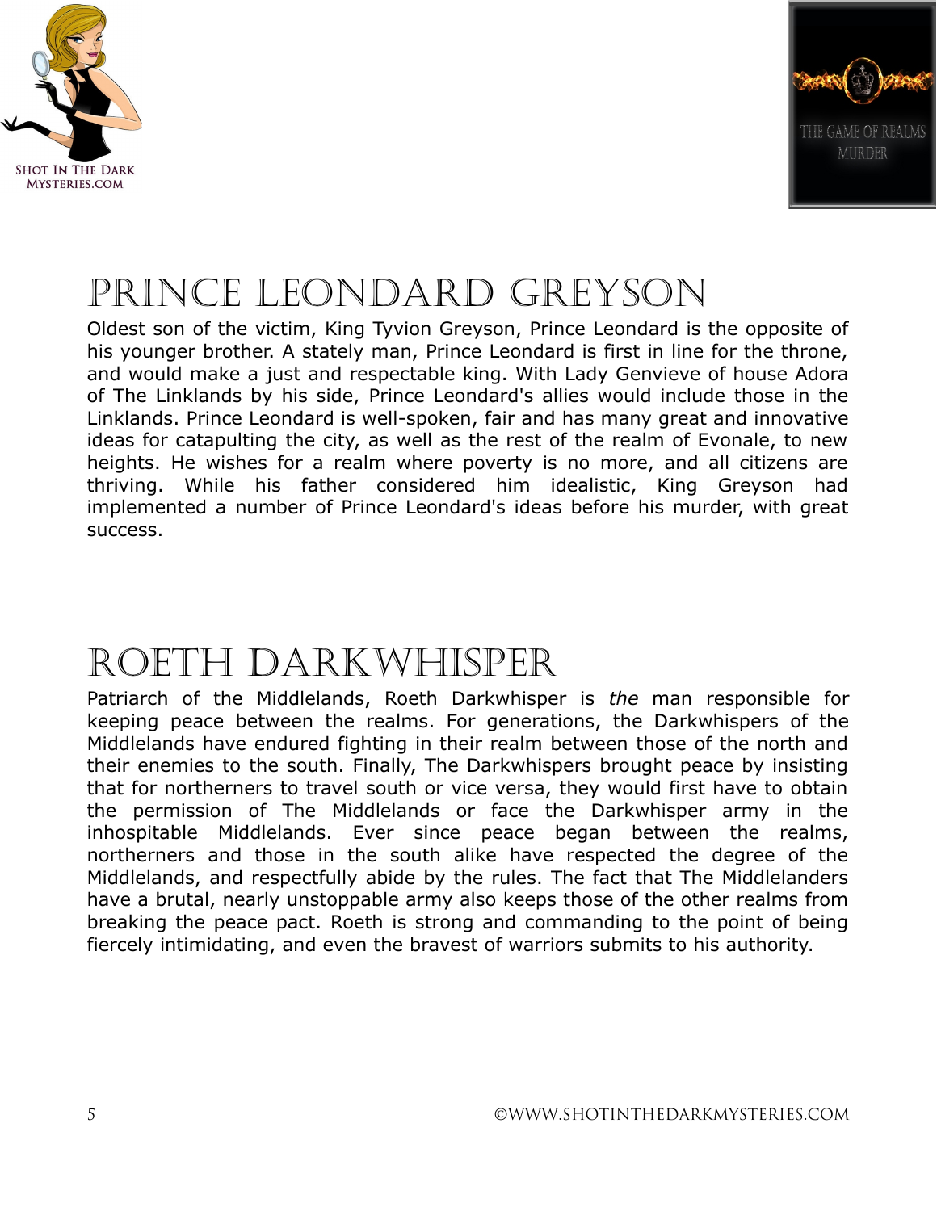# Prince Leondard Greyson

Oldest son of the victim, King Tyvion Greyson, Prince Leondard is the opposite of his younger brother. A stately man, Prince Leondard is first in line for the throne, and would make a just and respectable king. With Lady Genvieve of house Adora of The Linklands by his side, Prince Leondard's allies would include those in the Linklands. Prince Leondard is well-spoken, fair and has many great and innovative ideas for catapulting the city, as well as the rest of the realm of Evonale, to new heights. He wishes for a realm where poverty is no more, and all citizens are thriving. While his father considered him idealistic, King Greyson had implemented a number of Prince Leondard's ideas before his murder, with great success.

# Roeth Darkwhisper

Patriarch of the Middlelands, Roeth Darkwhisper is *the* man responsible for keeping peace between the realms. For generations, the Darkwhispers of the Middlelands have endured fighting in their realm between those of the north and their enemies to the south. Finally, The Darkwhispers brought peace by insisting that for northerners to travel south or vice versa, they would first have to obtain the permission of The Middlelands or face the Darkwhisper army in the inhospitable Middlelands. Ever since peace began between the realms, northerners and those in the south alike have respected the degree of the Middlelands, and respectfully abide by the rules. The fact that The Middlelanders have a brutal, nearly unstoppable army also keeps those of the other realms from breaking the peace pact. Roeth is strong and commanding to the point of being fiercely intimidating, and even the bravest of warriors submits to his authority.